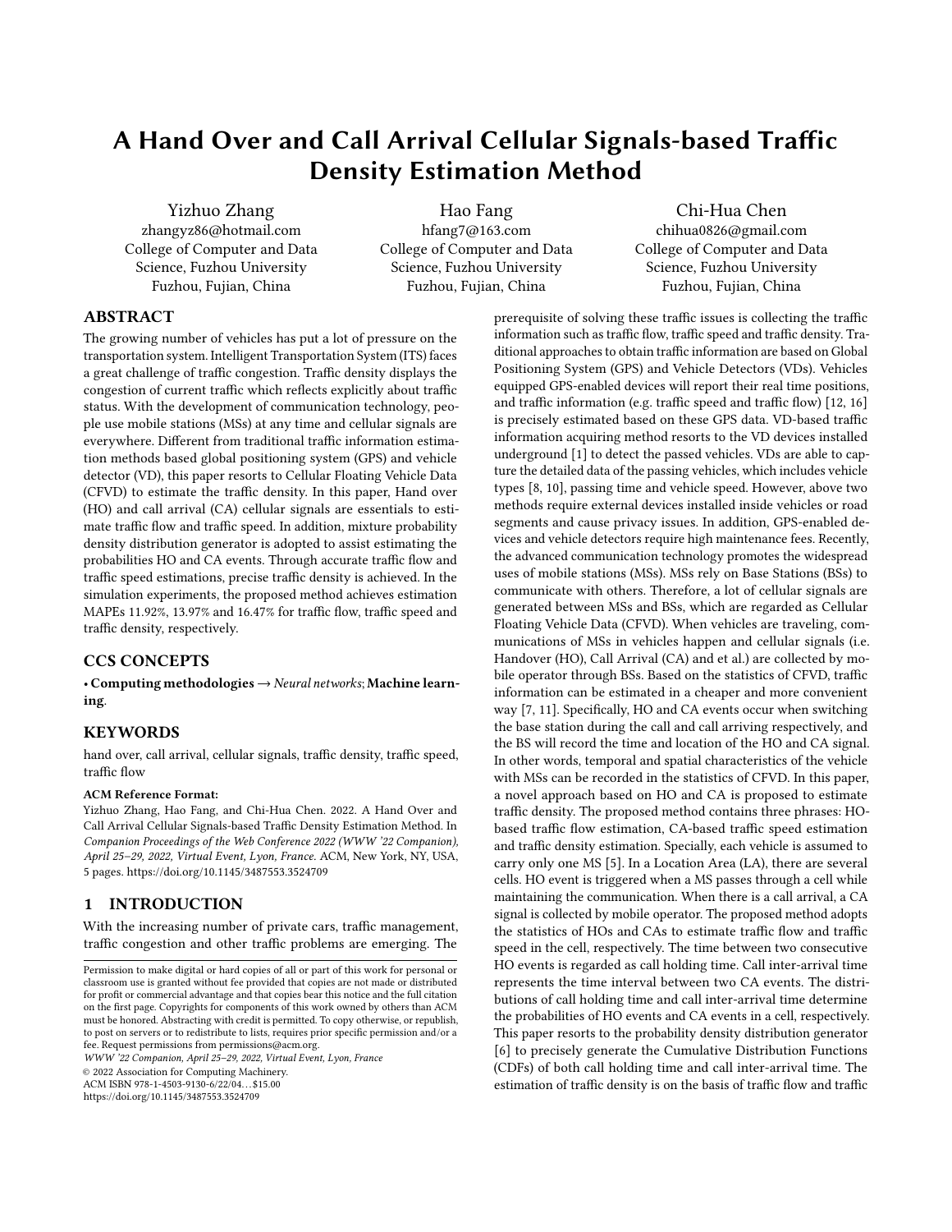# A Hand Over and Call Arrival Cellular Signals-based Traffic Density Estimation Method

Yizhuo Zhang
zhangyz86@hotmail.com
College of Computer and Data Science, Fuzhou University
Fuzhou, Fujian, China

Hao Fang
hfang7@163.com
College of Computer and Data Science, Fuzhou University
Fuzhou, Fujian, China

Chi-Hua Chen
chihua0826@gmail.com
College of Computer and Data Science, Fuzhou University
Fuzhou, Fujian, China

## ABSTRACT

The growing number of vehicles has put a lot of pressure on the transportation system. Intelligent Transportation System (ITS) faces a great challenge of traffic congestion. Traffic density displays the congestion of current traffic which reflects explicitly about traffic status. With the development of communication technology, people use mobile stations (MSs) at any time and cellular signals are everywhere. Different from traditional traffic information estimation methods based global positioning system (GPS) and vehicle detector (VD), this paper resorts to Cellular Floating Vehicle Data (CFVD) to estimate the traffic density. In this paper, Hand over (HO) and call arrival (CA) cellular signals are essentials to estimate traffic flow and traffic speed. In addition, mixture probability density distribution generator is adopted to assist estimating the probabilities HO and CA events. Through accurate traffic flow and traffic speed estimations, precise traffic density is achieved. In the simulation experiments, the proposed method achieves estimation MAPEs 11.92%, 13.97% and 16.47% for traffic flow, traffic speed and traffic density, respectively.

## CCS CONCEPTS

• **Computing methodologies** → *Neural networks*; **Machine learning**.

## KEYWORDS

hand over, call arrival, cellular signals, traffic density, traffic speed, traffic flow

**ACM Reference Format:**

Yizhuo Zhang, Hao Fang, and Chi-Hua Chen. 2022. A Hand Over and Call Arrival Cellular Signals-based Traffic Density Estimation Method. In *Companion Proceedings of the Web Conference 2022 (WWW '22 Companion), April 25–29, 2022, Virtual Event, Lyon, France.* ACM, New York, NY, USA, 5 pages. https://doi.org/10.1145/3487553.3524709

## 1 INTRODUCTION

With the increasing number of private cars, traffic management, traffic congestion and other traffic problems are emerging. The prerequisite of solving these traffic issues is collecting the traffic information such as traffic flow, traffic speed and traffic density. Traditional approaches to obtain traffic information are based on Global Positioning System (GPS) and Vehicle Detectors (VDs). Vehicles equipped GPS-enabled devices will report their real time positions, and traffic information (e.g. traffic speed and traffic flow) [12, 16] is precisely estimated based on these GPS data. VD-based traffic information acquiring method resorts to the VD devices installed underground [1] to detect the passed vehicles. VDs are able to capture the detailed data of the passing vehicles, which includes vehicle types [8, 10], passing time and vehicle speed. However, above two methods require external devices installed inside vehicles or road segments and cause privacy issues. In addition, GPS-enabled devices and vehicle detectors require high maintenance fees. Recently, the advanced communication technology promotes the widespread uses of mobile stations (MSs). MSs rely on Base Stations (BSs) to communicate with others. Therefore, a lot of cellular signals are generated between MSs and BSs, which are regarded as Cellular Floating Vehicle Data (CFVD). When vehicles are traveling, communications of MSs in vehicles happen and cellular signals (i.e. Handover (HO), Call Arrival (CA) and et al.) are collected by mobile operator through BSs. Based on the statistics of CFVD, traffic information can be estimated in a cheaper and more convenient way [7, 11]. Specifically, HO and CA events occur when switching the base station during the call and call arriving respectively, and the BS will record the time and location of the HO and CA signal. In other words, temporal and spatial characteristics of the vehicle with MSs can be recorded in the statistics of CFVD. In this paper, a novel approach based on HO and CA is proposed to estimate traffic density. The proposed method contains three phrases: HO-based traffic flow estimation, CA-based traffic speed estimation and traffic density estimation. Specially, each vehicle is assumed to carry only one MS [5]. In a Location Area (LA), there are several cells. HO event is triggered when a MS passes through a cell while maintaining the communication. When there is a call arrival, a CA signal is collected by mobile operator. The proposed method adopts the statistics of HOs and CAs to estimate traffic flow and traffic speed in the cell, respectively. The time between two consecutive HO events is regarded as call holding time. Call inter-arrival time represents the time interval between two CA events. The distributions of call holding time and call inter-arrival time determine the probabilities of HO events and CA events in a cell, respectively. This paper resorts to the probability density distribution generator [6] to precisely generate the Cumulative Distribution Functions (CDFs) of both call holding time and call inter-arrival time. The estimation of traffic density is on the basis of traffic flow and traffic

Permission to make digital or hard copies of all or part of this work for personal or classroom use is granted without fee provided that copies are not made or distributed for profit or commercial advantage and that copies bear this notice and the full citation on the first page. Copyrights for components of this work owned by others than ACM must be honored. Abstracting with credit is permitted. To copy otherwise, or republish, to post on servers or to redistribute to lists, requires prior specific permission and/or a fee. Request permissions from permissions@acm.org.

*WWW '22 Companion, April 25–29, 2022, Virtual Event, Lyon, France*

© 2022 Association for Computing Machinery.
ACM ISBN 978-1-4503-9130-6/22/04...$15.00
https://doi.org/10.1145/3487553.3524709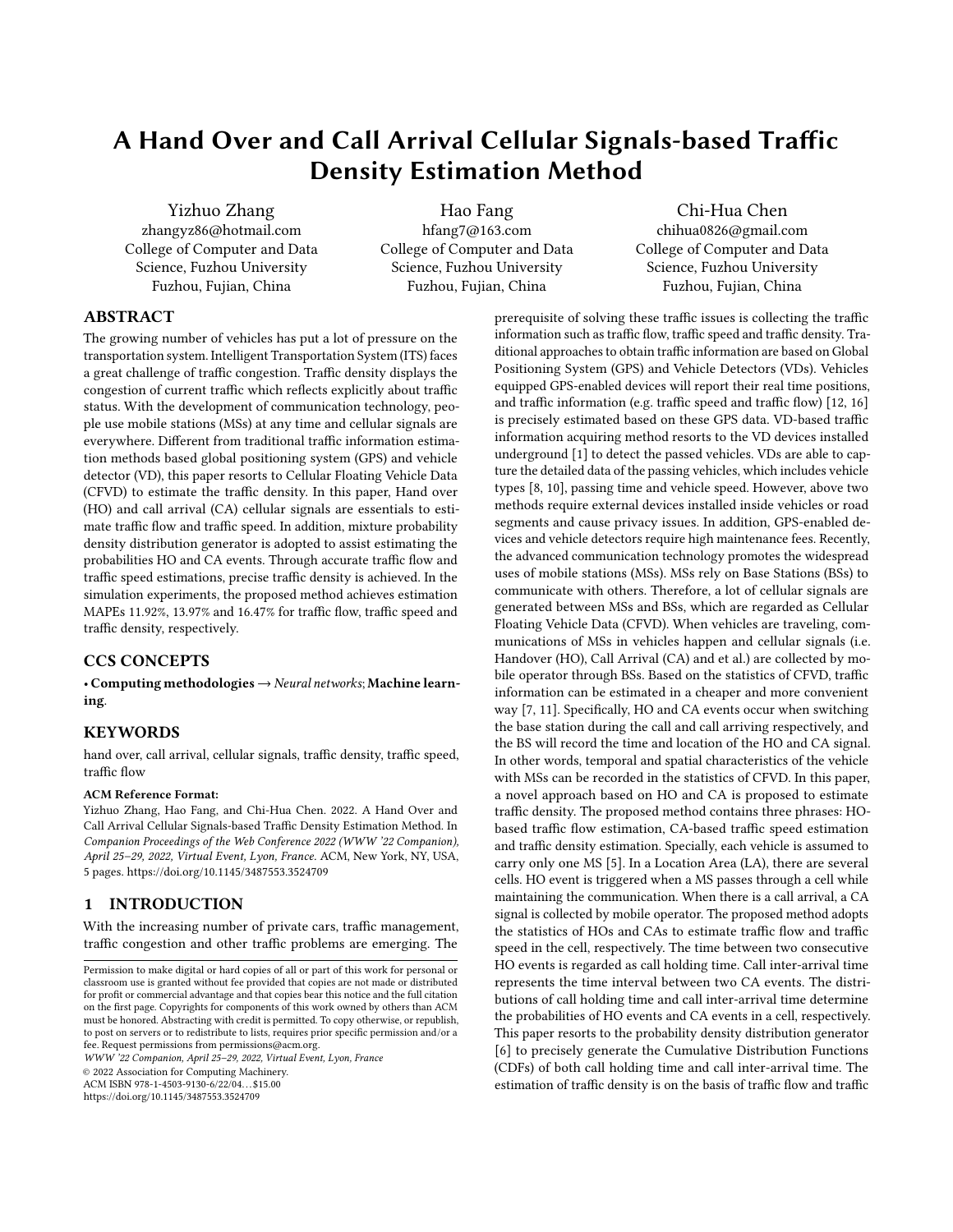# A Hand Over and Call Arrival Cellular Signals-based Traffic Density Estimation Method

Yizhuo Zhang
zhangyz86@hotmail.com
College of Computer and Data Science, Fuzhou University
Fuzhou, Fujian, China

Hao Fang
hfang7@163.com
College of Computer and Data Science, Fuzhou University
Fuzhou, Fujian, China

Chi-Hua Chen
chihua0826@gmail.com
College of Computer and Data Science, Fuzhou University
Fuzhou, Fujian, China

## ABSTRACT

The growing number of vehicles has put a lot of pressure on the transportation system. Intelligent Transportation System (ITS) faces a great challenge of traffic congestion. Traffic density displays the congestion of current traffic which reflects explicitly about traffic status. With the development of communication technology, people use mobile stations (MSs) at any time and cellular signals are everywhere. Different from traditional traffic information estimation methods based global positioning system (GPS) and vehicle detector (VD), this paper resorts to Cellular Floating Vehicle Data (CFVD) to estimate the traffic density. In this paper, Hand over (HO) and call arrival (CA) cellular signals are essentials to estimate traffic flow and traffic speed. In addition, mixture probability density distribution generator is adopted to assist estimating the probabilities HO and CA events. Through accurate traffic flow and traffic speed estimations, precise traffic density is achieved. In the simulation experiments, the proposed method achieves estimation MAPEs 11.92%, 13.97% and 16.47% for traffic flow, traffic speed and traffic density, respectively.

## CCS CONCEPTS

• **Computing methodologies** → *Neural networks*; **Machine learning**.

## KEYWORDS

hand over, call arrival, cellular signals, traffic density, traffic speed, traffic flow

**ACM Reference Format:**
Yizhuo Zhang, Hao Fang, and Chi-Hua Chen. 2022. A Hand Over and Call Arrival Cellular Signals-based Traffic Density Estimation Method. In *Companion Proceedings of the Web Conference 2022 (WWW '22 Companion), April 25–29, 2022, Virtual Event, Lyon, France.* ACM, New York, NY, USA, 5 pages. https://doi.org/10.1145/3487553.3524709

## 1 INTRODUCTION

With the increasing number of private cars, traffic management, traffic congestion and other traffic problems are emerging. The prerequisite of solving these traffic issues is collecting the traffic information such as traffic flow, traffic speed and traffic density. Traditional approaches to obtain traffic information are based on Global Positioning System (GPS) and Vehicle Detectors (VDs). Vehicles equipped GPS-enabled devices will report their real time positions, and traffic information (e.g. traffic speed and traffic flow) [12, 16] is precisely estimated based on these GPS data. VD-based traffic information acquiring method resorts to the VD devices installed underground [1] to detect the passed vehicles. VDs are able to capture the detailed data of the passing vehicles, which includes vehicle types [8, 10], passing time and vehicle speed. However, above two methods require external devices installed inside vehicles or road segments and cause privacy issues. In addition, GPS-enabled devices and vehicle detectors require high maintenance fees. Recently, the advanced communication technology promotes the widespread uses of mobile stations (MSs). MSs rely on Base Stations (BSs) to communicate with others. Therefore, a lot of cellular signals are generated between MSs and BSs, which are regarded as Cellular Floating Vehicle Data (CFVD). When vehicles are traveling, communications of MSs in vehicles happen and cellular signals (i.e. Handover (HO), Call Arrival (CA) and et al.) are collected by mobile operator through BSs. Based on the statistics of CFVD, traffic information can be estimated in a cheaper and more convenient way [7, 11]. Specifically, HO and CA events occur when switching the base station during the call and call arriving respectively, and the BS will record the time and location of the HO and CA signal. In other words, temporal and spatial characteristics of the vehicle with MSs can be recorded in the statistics of CFVD. In this paper, a novel approach based on HO and CA is proposed to estimate traffic density. The proposed method contains three phrases: HO-based traffic flow estimation, CA-based traffic speed estimation and traffic density estimation. Specially, each vehicle is assumed to carry only one MS [5]. In a Location Area (LA), there are several cells. HO event is triggered when a MS passes through a cell while maintaining the communication. When there is a call arrival, a CA signal is collected by mobile operator. The proposed method adopts the statistics of HOs and CAs to estimate traffic flow and traffic speed in the cell, respectively. The time between two consecutive HO events is regarded as call holding time. Call inter-arrival time represents the time interval between two CA events. The distributions of call holding time and call inter-arrival time determine the probabilities of HO events and CA events in a cell, respectively. This paper resorts to the probability density distribution generator [6] to precisely generate the Cumulative Distribution Functions (CDFs) of both call holding time and call inter-arrival time. The estimation of traffic density is on the basis of traffic flow and traffic

Permission to make digital or hard copies of all or part of this work for personal or classroom use is granted without fee provided that copies are not made or distributed for profit or commercial advantage and that copies bear this notice and the full citation on the first page. Copyrights for components of this work owned by others than ACM must be honored. Abstracting with credit is permitted. To copy otherwise, or republish, to post on servers or to redistribute to lists, requires prior specific permission and/or a fee. Request permissions from permissions@acm.org.
*WWW '22 Companion, April 25–29, 2022, Virtual Event, Lyon, France*
© 2022 Association for Computing Machinery.
ACM ISBN 978-1-4503-9130-6/22/04...$15.00
https://doi.org/10.1145/3487553.3524709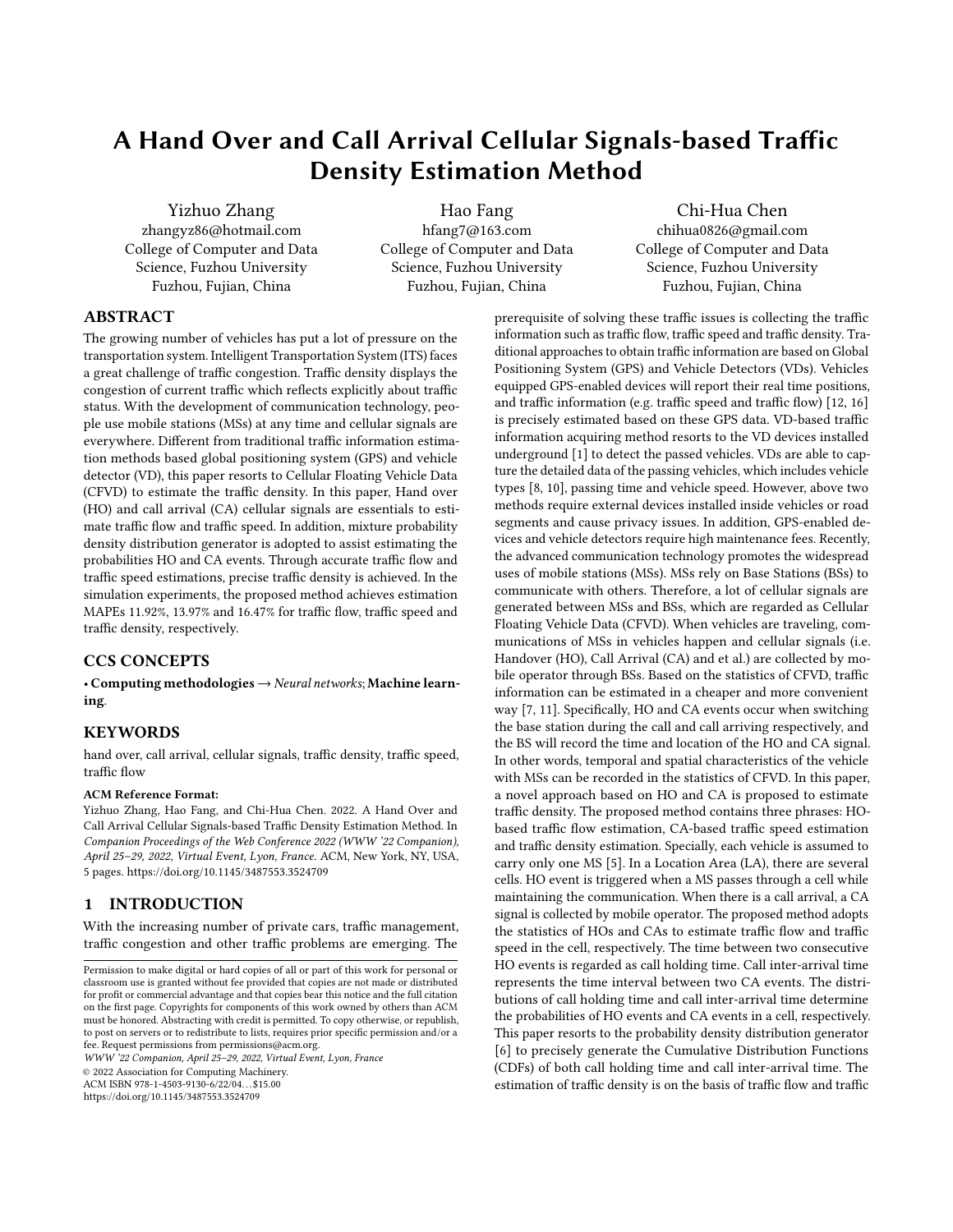# A Hand Over and Call Arrival Cellular Signals-based Traffic Density Estimation Method

Yizhuo Zhang
zhangyz86@hotmail.com
College of Computer and Data Science, Fuzhou University
Fuzhou, Fujian, China

Hao Fang
hfang7@163.com
College of Computer and Data Science, Fuzhou University
Fuzhou, Fujian, China

Chi-Hua Chen
chihua0826@gmail.com
College of Computer and Data Science, Fuzhou University
Fuzhou, Fujian, China

## ABSTRACT

The growing number of vehicles has put a lot of pressure on the transportation system. Intelligent Transportation System (ITS) faces a great challenge of traffic congestion. Traffic density displays the congestion of current traffic which reflects explicitly about traffic status. With the development of communication technology, people use mobile stations (MSs) at any time and cellular signals are everywhere. Different from traditional traffic information estimation methods based global positioning system (GPS) and vehicle detector (VD), this paper resorts to Cellular Floating Vehicle Data (CFVD) to estimate the traffic density. In this paper, Hand over (HO) and call arrival (CA) cellular signals are essentials to estimate traffic flow and traffic speed. In addition, mixture probability density distribution generator is adopted to assist estimating the probabilities HO and CA events. Through accurate traffic flow and traffic speed estimations, precise traffic density is achieved. In the simulation experiments, the proposed method achieves estimation MAPEs 11.92%, 13.97% and 16.47% for traffic flow, traffic speed and traffic density, respectively.

## CCS CONCEPTS

• **Computing methodologies** → *Neural networks*; **Machine learning**.

## KEYWORDS

hand over, call arrival, cellular signals, traffic density, traffic speed, traffic flow

**ACM Reference Format:**
Yizhuo Zhang, Hao Fang, and Chi-Hua Chen. 2022. A Hand Over and Call Arrival Cellular Signals-based Traffic Density Estimation Method. In *Companion Proceedings of the Web Conference 2022 (WWW '22 Companion), April 25–29, 2022, Virtual Event, Lyon, France.* ACM, New York, NY, USA, 5 pages. https://doi.org/10.1145/3487553.3524709

## 1 INTRODUCTION

With the increasing number of private cars, traffic management, traffic congestion and other traffic problems are emerging. The prerequisite of solving these traffic issues is collecting the traffic information such as traffic flow, traffic speed and traffic density. Traditional approaches to obtain traffic information are based on Global Positioning System (GPS) and Vehicle Detectors (VDs). Vehicles equipped GPS-enabled devices will report their real time positions, and traffic information (e.g. traffic speed and traffic flow) [12, 16] is precisely estimated based on these GPS data. VD-based traffic information acquiring method resorts to the VD devices installed underground [1] to detect the passed vehicles. VDs are able to capture the detailed data of the passing vehicles, which includes vehicle types [8, 10], passing time and vehicle speed. However, above two methods require external devices installed inside vehicles or road segments and cause privacy issues. In addition, GPS-enabled devices and vehicle detectors require high maintenance fees. Recently, the advanced communication technology promotes the widespread uses of mobile stations (MSs). MSs rely on Base Stations (BSs) to communicate with others. Therefore, a lot of cellular signals are generated between MSs and BSs, which are regarded as Cellular Floating Vehicle Data (CFVD). When vehicles are traveling, communications of MSs in vehicles happen and cellular signals (i.e. Handover (HO), Call Arrival (CA) and et al.) are collected by mobile operator through BSs. Based on the statistics of CFVD, traffic information can be estimated in a cheaper and more convenient way [7, 11]. Specifically, HO and CA events occur when switching the base station during the call and call arriving respectively, and the BS will record the time and location of the HO and CA signal. In other words, temporal and spatial characteristics of the vehicle with MSs can be recorded in the statistics of CFVD. In this paper, a novel approach based on HO and CA is proposed to estimate traffic density. The proposed method contains three phrases: HO-based traffic flow estimation, CA-based traffic speed estimation and traffic density estimation. Specially, each vehicle is assumed to carry only one MS [5]. In a Location Area (LA), there are several cells. HO event is triggered when a MS passes through a cell while maintaining the communication. When there is a call arrival, a CA signal is collected by mobile operator. The proposed method adopts the statistics of HOs and CAs to estimate traffic flow and traffic speed in the cell, respectively. The time between two consecutive HO events is regarded as call holding time. Call inter-arrival time represents the time interval between two CA events. The distributions of call holding time and call inter-arrival time determine the probabilities of HO events and CA events in a cell, respectively. This paper resorts to the probability density distribution generator [6] to precisely generate the Cumulative Distribution Functions (CDFs) of both call holding time and call inter-arrival time. The estimation of traffic density is on the basis of traffic flow and traffic

Permission to make digital or hard copies of all or part of this work for personal or classroom use is granted without fee provided that copies are not made or distributed for profit or commercial advantage and that copies bear this notice and the full citation on the first page. Copyrights for components of this work owned by others than ACM must be honored. Abstracting with credit is permitted. To copy otherwise, or republish, to post on servers or to redistribute to lists, requires prior specific permission and/or a fee. Request permissions from permissions@acm.org.
*WWW '22 Companion, April 25–29, 2022, Virtual Event, Lyon, France*
© 2022 Association for Computing Machinery.
ACM ISBN 978-1-4503-9130-6/22/04…$15.00
https://doi.org/10.1145/3487553.3524709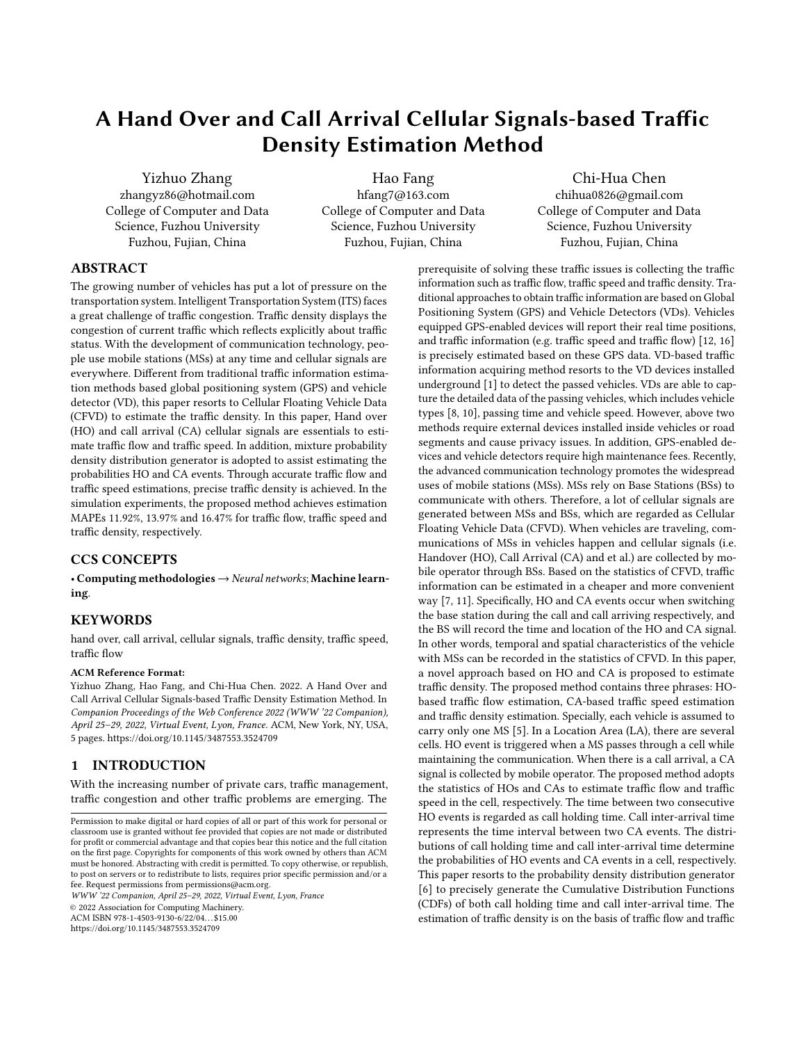# A Hand Over and Call Arrival Cellular Signals-based Traffic Density Estimation Method

Yizhuo Zhang
zhangyz86@hotmail.com
College of Computer and Data Science, Fuzhou University
Fuzhou, Fujian, China

Hao Fang
hfang7@163.com
College of Computer and Data Science, Fuzhou University
Fuzhou, Fujian, China

Chi-Hua Chen
chihua0826@gmail.com
College of Computer and Data Science, Fuzhou University
Fuzhou, Fujian, China

## ABSTRACT

The growing number of vehicles has put a lot of pressure on the transportation system. Intelligent Transportation System (ITS) faces a great challenge of traffic congestion. Traffic density displays the congestion of current traffic which reflects explicitly about traffic status. With the development of communication technology, people use mobile stations (MSs) at any time and cellular signals are everywhere. Different from traditional traffic information estimation methods based global positioning system (GPS) and vehicle detector (VD), this paper resorts to Cellular Floating Vehicle Data (CFVD) to estimate the traffic density. In this paper, Hand over (HO) and call arrival (CA) cellular signals are essentials to estimate traffic flow and traffic speed. In addition, mixture probability density distribution generator is adopted to assist estimating the probabilities HO and CA events. Through accurate traffic flow and traffic speed estimations, precise traffic density is achieved. In the simulation experiments, the proposed method achieves estimation MAPEs 11.92%, 13.97% and 16.47% for traffic flow, traffic speed and traffic density, respectively.

## CCS CONCEPTS

• **Computing methodologies** → *Neural networks*; **Machine learning**.

## KEYWORDS

hand over, call arrival, cellular signals, traffic density, traffic speed, traffic flow

**ACM Reference Format:**

Yizhuo Zhang, Hao Fang, and Chi-Hua Chen. 2022. A Hand Over and Call Arrival Cellular Signals-based Traffic Density Estimation Method. In *Companion Proceedings of the Web Conference 2022 (WWW '22 Companion), April 25–29, 2022, Virtual Event, Lyon, France.* ACM, New York, NY, USA, 5 pages. https://doi.org/10.1145/3487553.3524709

## 1 INTRODUCTION

With the increasing number of private cars, traffic management, traffic congestion and other traffic problems are emerging. The prerequisite of solving these traffic issues is collecting the traffic information such as traffic flow, traffic speed and traffic density. Traditional approaches to obtain traffic information are based on Global Positioning System (GPS) and Vehicle Detectors (VDs). Vehicles equipped GPS-enabled devices will report their real time positions, and traffic information (e.g. traffic speed and traffic flow) [12, 16] is precisely estimated based on these GPS data. VD-based traffic information acquiring method resorts to the VD devices installed underground [1] to detect the passed vehicles. VDs are able to capture the detailed data of the passing vehicles, which includes vehicle types [8, 10], passing time and vehicle speed. However, above two methods require external devices installed inside vehicles or road segments and cause privacy issues. In addition, GPS-enabled devices and vehicle detectors require high maintenance fees. Recently, the advanced communication technology promotes the widespread uses of mobile stations (MSs). MSs rely on Base Stations (BSs) to communicate with others. Therefore, a lot of cellular signals are generated between MSs and BSs, which are regarded as Cellular Floating Vehicle Data (CFVD). When vehicles are traveling, communications of MSs in vehicles happen and cellular signals (i.e. Handover (HO), Call Arrival (CA) and et al.) are collected by mobile operator through BSs. Based on the statistics of CFVD, traffic information can be estimated in a cheaper and more convenient way [7, 11]. Specifically, HO and CA events occur when switching the base station during the call and call arriving respectively, and the BS will record the time and location of the HO and CA signal. In other words, temporal and spatial characteristics of the vehicle with MSs can be recorded in the statistics of CFVD. In this paper, a novel approach based on HO and CA is proposed to estimate traffic density. The proposed method contains three phrases: HO-based traffic flow estimation, CA-based traffic speed estimation and traffic density estimation. Specially, each vehicle is assumed to carry only one MS [5]. In a Location Area (LA), there are several cells. HO event is triggered when a MS passes through a cell while maintaining the communication. When there is a call arrival, a CA signal is collected by mobile operator. The proposed method adopts the statistics of HOs and CAs to estimate traffic flow and traffic speed in the cell, respectively. The time between two consecutive HO events is regarded as call holding time. Call inter-arrival time represents the time interval between two CA events. The distributions of call holding time and call inter-arrival time determine the probabilities of HO events and CA events in a cell, respectively. This paper resorts to the probability density distribution generator [6] to precisely generate the Cumulative Distribution Functions (CDFs) of both call holding time and call inter-arrival time. The estimation of traffic density is on the basis of traffic flow and traffic

Permission to make digital or hard copies of all or part of this work for personal or classroom use is granted without fee provided that copies are not made or distributed for profit or commercial advantage and that copies bear this notice and the full citation on the first page. Copyrights for components of this work owned by others than ACM must be honored. Abstracting with credit is permitted. To copy otherwise, or republish, to post on servers or to redistribute to lists, requires prior specific permission and/or a fee. Request permissions from permissions@acm.org.
*WWW '22 Companion, April 25–29, 2022, Virtual Event, Lyon, France*
© 2022 Association for Computing Machinery.
ACM ISBN 978-1-4503-9130-6/22/04…$15.00
https://doi.org/10.1145/3487553.3524709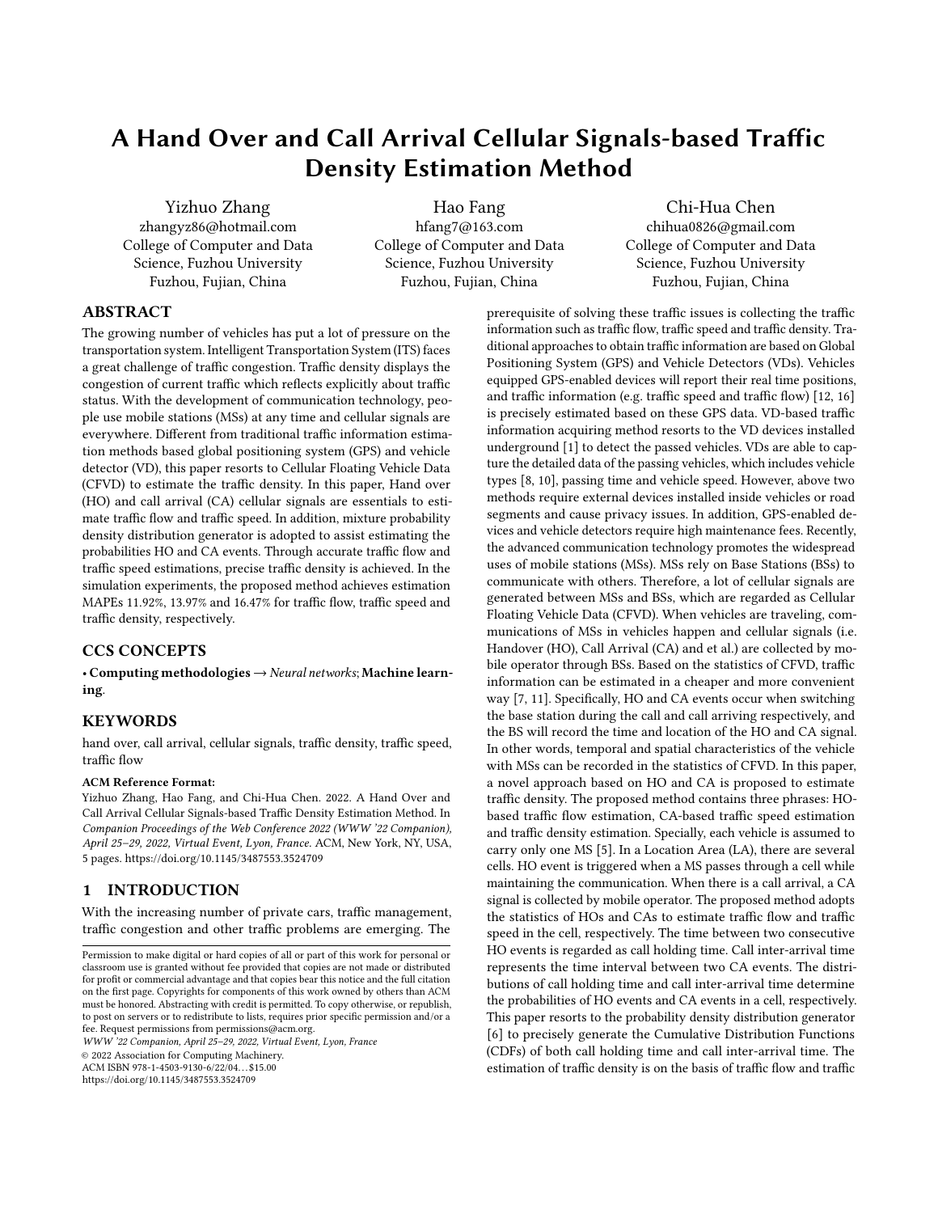# A Hand Over and Call Arrival Cellular Signals-based Traffic Density Estimation Method

Yizhuo Zhang
zhangyz86@hotmail.com
College of Computer and Data Science, Fuzhou University
Fuzhou, Fujian, China

Hao Fang
hfang7@163.com
College of Computer and Data Science, Fuzhou University
Fuzhou, Fujian, China

Chi-Hua Chen
chihua0826@gmail.com
College of Computer and Data Science, Fuzhou University
Fuzhou, Fujian, China

## ABSTRACT

The growing number of vehicles has put a lot of pressure on the transportation system. Intelligent Transportation System (ITS) faces a great challenge of traffic congestion. Traffic density displays the congestion of current traffic which reflects explicitly about traffic status. With the development of communication technology, people use mobile stations (MSs) at any time and cellular signals are everywhere. Different from traditional traffic information estimation methods based global positioning system (GPS) and vehicle detector (VD), this paper resorts to Cellular Floating Vehicle Data (CFVD) to estimate the traffic density. In this paper, Hand over (HO) and call arrival (CA) cellular signals are essentials to estimate traffic flow and traffic speed. In addition, mixture probability density distribution generator is adopted to assist estimating the probabilities HO and CA events. Through accurate traffic flow and traffic speed estimations, precise traffic density is achieved. In the simulation experiments, the proposed method achieves estimation MAPEs 11.92%, 13.97% and 16.47% for traffic flow, traffic speed and traffic density, respectively.

## CCS CONCEPTS

• **Computing methodologies** → *Neural networks*; **Machine learning**.

## KEYWORDS

hand over, call arrival, cellular signals, traffic density, traffic speed, traffic flow

**ACM Reference Format:**
Yizhuo Zhang, Hao Fang, and Chi-Hua Chen. 2022. A Hand Over and Call Arrival Cellular Signals-based Traffic Density Estimation Method. In *Companion Proceedings of the Web Conference 2022 (WWW '22 Companion), April 25–29, 2022, Virtual Event, Lyon, France.* ACM, New York, NY, USA, 5 pages. https://doi.org/10.1145/3487553.3524709

## 1 INTRODUCTION

With the increasing number of private cars, traffic management, traffic congestion and other traffic problems are emerging. The prerequisite of solving these traffic issues is collecting the traffic information such as traffic flow, traffic speed and traffic density. Traditional approaches to obtain traffic information are based on Global Positioning System (GPS) and Vehicle Detectors (VDs). Vehicles equipped GPS-enabled devices will report their real time positions, and traffic information (e.g. traffic speed and traffic flow) [12, 16] is precisely estimated based on these GPS data. VD-based traffic information acquiring method resorts to the VD devices installed underground [1] to detect the passed vehicles. VDs are able to capture the detailed data of the passing vehicles, which includes vehicle types [8, 10], passing time and vehicle speed. However, above two methods require external devices installed inside vehicles or road segments and cause privacy issues. In addition, GPS-enabled devices and vehicle detectors require high maintenance fees. Recently, the advanced communication technology promotes the widespread uses of mobile stations (MSs). MSs rely on Base Stations (BSs) to communicate with others. Therefore, a lot of cellular signals are generated between MSs and BSs, which are regarded as Cellular Floating Vehicle Data (CFVD). When vehicles are traveling, communications of MSs in vehicles happen and cellular signals (i.e. Handover (HO), Call Arrival (CA) and et al.) are collected by mobile operator through BSs. Based on the statistics of CFVD, traffic information can be estimated in a cheaper and more convenient way [7, 11]. Specifically, HO and CA events occur when switching the base station during the call and call arriving respectively, and the BS will record the time and location of the HO and CA signal. In other words, temporal and spatial characteristics of the vehicle with MSs can be recorded in the statistics of CFVD. In this paper, a novel approach based on HO and CA is proposed to estimate traffic density. The proposed method contains three phrases: HO-based traffic flow estimation, CA-based traffic speed estimation and traffic density estimation. Specially, each vehicle is assumed to carry only one MS [5]. In a Location Area (LA), there are several cells. HO event is triggered when a MS passes through a cell while maintaining the communication. When there is a call arrival, a CA signal is collected by mobile operator. The proposed method adopts the statistics of HOs and CAs to estimate traffic flow and traffic speed in the cell, respectively. The time between two consecutive HO events is regarded as call holding time. Call inter-arrival time represents the time interval between two CA events. The distributions of call holding time and call inter-arrival time determine the probabilities of HO events and CA events in a cell, respectively. This paper resorts to the probability density distribution generator [6] to precisely generate the Cumulative Distribution Functions (CDFs) of both call holding time and call inter-arrival time. The estimation of traffic density is on the basis of traffic flow and traffic

Permission to make digital or hard copies of all or part of this work for personal or classroom use is granted without fee provided that copies are not made or distributed for profit or commercial advantage and that copies bear this notice and the full citation on the first page. Copyrights for components of this work owned by others than ACM must be honored. Abstracting with credit is permitted. To copy otherwise, or republish, to post on servers or to redistribute to lists, requires prior specific permission and/or a fee. Request permissions from permissions@acm.org.
*WWW '22 Companion, April 25–29, 2022, Virtual Event, Lyon, France*
© 2022 Association for Computing Machinery.
ACM ISBN 978-1-4503-9130-6/22/04...$15.00
https://doi.org/10.1145/3487553.3524709